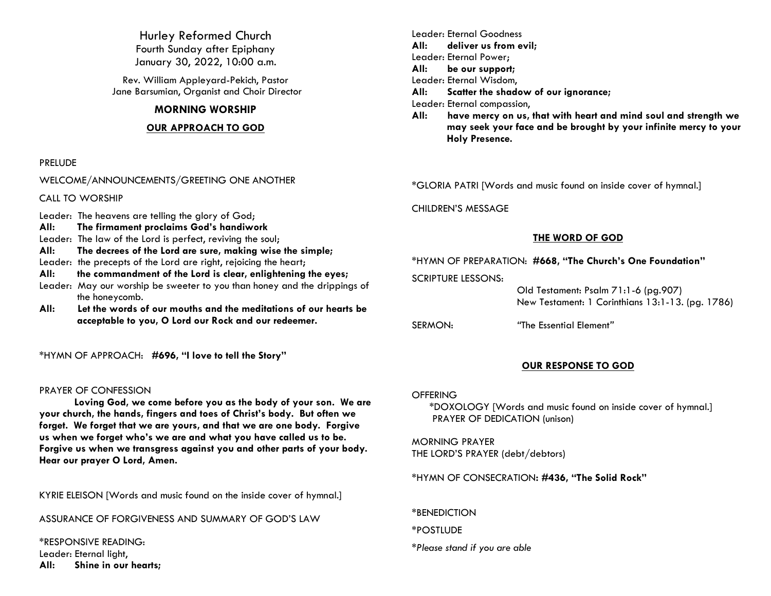# Hurley Reformed Church

Fourth Sunday after Epiphany
January 30, 2022, 10:00 a.m.

Rev. William Appleyard-Pekich, Pastor
Jane Barsumian, Organist and Choir Director

## MORNING WORSHIP

### OUR APPROACH TO GOD

PRELUDE

WELCOME/ANNOUNCEMENTS/GREETING ONE ANOTHER

CALL TO WORSHIP

Leader: The heavens are telling the glory of God;
**All: The firmament proclaims God's handiwork**
Leader: The law of the Lord is perfect, reviving the soul;
**All: The decrees of the Lord are sure, making wise the simple;**
Leader: the precepts of the Lord are right, rejoicing the heart;
**All: the commandment of the Lord is clear, enlightening the eyes;**
Leader: May our worship be sweeter to you than honey and the drippings of the honeycomb.
**All: Let the words of our mouths and the meditations of our hearts be acceptable to you, O Lord our Rock and our redeemer.**

*HYMN OF APPROACH: **#696, "I love to tell the Story"**

PRAYER OF CONFESSION

**Loving God, we come before you as the body of your son. We are your church, the hands, fingers and toes of Christ's body. But often we forget. We forget that we are yours, and that we are one body. Forgive us when we forget who's we are and what you have called us to be. Forgive us when we transgress against you and other parts of your body. Hear our prayer O Lord, Amen.**

KYRIE ELEISON [Words and music found on the inside cover of hymnal.]

ASSURANCE OF FORGIVENESS AND SUMMARY OF GOD'S LAW

*RESPONSIVE READING:
Leader: Eternal light,
**All: Shine in our hearts;**
Leader: Eternal Goodness
**All: deliver us from evil;**
Leader: Eternal Power;
**All: be our support;**
Leader: Eternal Wisdom,
**All: Scatter the shadow of our ignorance;**
Leader: Eternal compassion,
**All: have mercy on us, that with heart and mind soul and strength we may seek your face and be brought by your infinite mercy to your Holy Presence.**

*GLORIA PATRI [Words and music found on inside cover of hymnal.]

CHILDREN'S MESSAGE

### THE WORD OF GOD

*HYMN OF PREPARATION: **#668, "The Church's One Foundation"**

SCRIPTURE LESSONS:
Old Testament: Psalm 71:1-6 (pg.907)
New Testament: 1 Corinthians 13:1-13. (pg. 1786)

SERMON: "The Essential Element"

### OUR RESPONSE TO GOD

OFFERING
*DOXOLOGY [Words and music found on inside cover of hymnal.]
PRAYER OF DEDICATION (unison)

MORNING PRAYER
THE LORD'S PRAYER (debt/debtors)

*HYMN OF CONSECRATION: **#436, "The Solid Rock"**

*BENEDICTION

*POSTLUDE

*\*Please stand if you are able*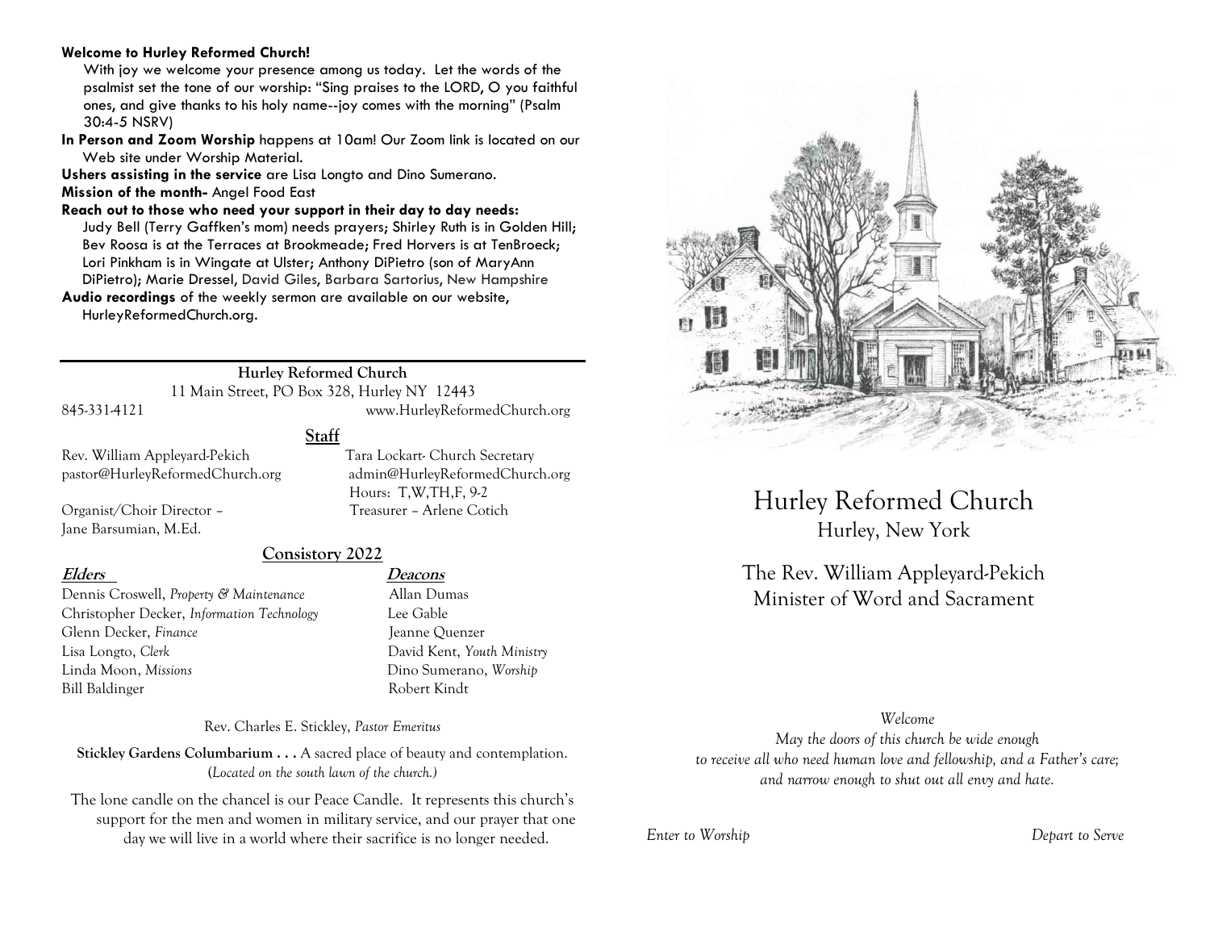**Welcome to Hurley Reformed Church!**

With joy we welcome your presence among us today. Let the words of the psalmist set the tone of our worship: "Sing praises to the LORD, O you faithful ones, and give thanks to his holy name--joy comes with the morning" (Psalm 30:4-5 NSRV)

**In Person and Zoom Worship** happens at 10am! Our Zoom link is located on our Web site under Worship Material.

**Ushers assisting in the service** are Lisa Longto and Dino Sumerano.

**Mission of the month-** Angel Food East

**Reach out to those who need your support in their day to day needs:**

Judy Bell (Terry Gaffken's mom) needs prayers; Shirley Ruth is in Golden Hill; Bev Roosa is at the Terraces at Brookmeade; Fred Horvers is at TenBroeck; Lori Pinkham is in Wingate at Ulster; Anthony DiPietro (son of MaryAnn DiPietro); Marie Dressel, David Giles, Barbara Sartorius, New Hampshire

**Audio recordings** of the weekly sermon are available on our website, HurleyReformedChurch.org.

---

**Hurley Reformed Church**

11 Main Street, PO Box 328, Hurley NY 12443

845-331-4121 www.HurleyReformedChurch.org

## Staff

Rev. William Appleyard-Pekich
pastor@HurleyReformedChurch.org

Tara Lockart- Church Secretary
admin@HurleyReformedChurch.org
Hours: T,W,TH,F, 9-2

Organist/Choir Director – Jane Barsumian, M.Ed.

Treasurer – Arlene Cotich

## Consistory 2022

| **Elders** | **Deacons** |
|---|---|
| Dennis Croswell, *Property & Maintenance* | Allan Dumas |
| Christopher Decker, *Information Technology* | Lee Gable |
| Glenn Decker, *Finance* | Jeanne Quenzer |
| Lisa Longto, *Clerk* | David Kent, *Youth Ministry* |
| Linda Moon, *Missions* | Dino Sumerano, *Worship* |
| Bill Baldinger | Robert Kindt |

Rev. Charles E. Stickley, *Pastor Emeritus*

**Stickley Gardens Columbarium . . .** A sacred place of beauty and contemplation. (*Located on the south lawn of the church.)*

The lone candle on the chancel is our Peace Candle. It represents this church's support for the men and women in military service, and our prayer that one day we will live in a world where their sacrifice is no longer needed.

# Hurley Reformed Church

Hurley, New York

The Rev. William Appleyard-Pekich
Minister of Word and Sacrament

*Welcome*

*May the doors of this church be wide enough to receive all who need human love and fellowship, and a Father's care; and narrow enough to shut out all envy and hate.*

*Enter to Worship* *Depart to Serve*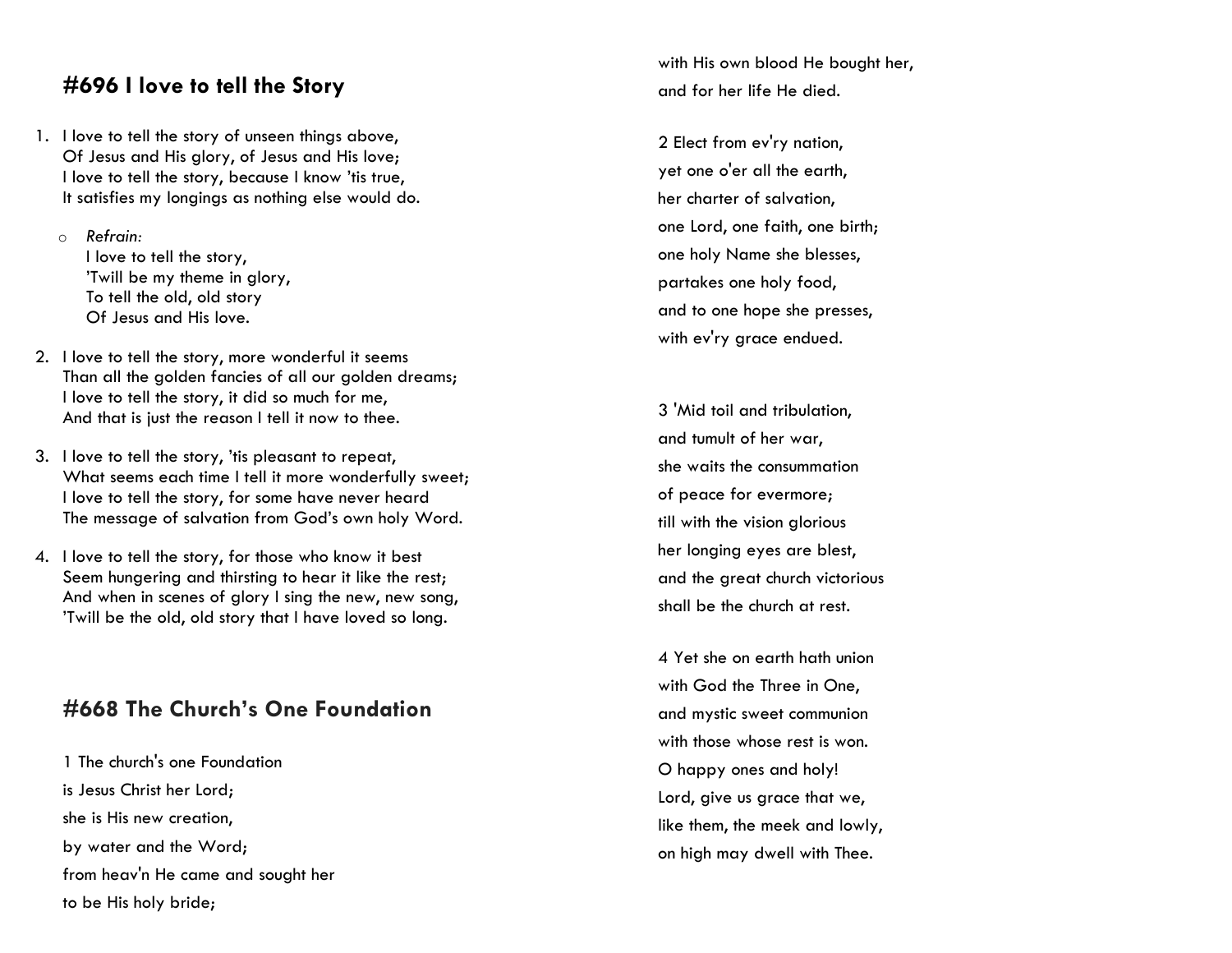## #696 I love to tell the Story

1. I love to tell the story of unseen things above,
   Of Jesus and His glory, of Jesus and His love;
   I love to tell the story, because I know 'tis true,
   It satisfies my longings as nothing else would do.

   - *Refrain:*
     I love to tell the story,
     'Twill be my theme in glory,
     To tell the old, old story
     Of Jesus and His love.

2. I love to tell the story, more wonderful it seems
   Than all the golden fancies of all our golden dreams;
   I love to tell the story, it did so much for me,
   And that is just the reason I tell it now to thee.

3. I love to tell the story, 'tis pleasant to repeat,
   What seems each time I tell it more wonderfully sweet;
   I love to tell the story, for some have never heard
   The message of salvation from God's own holy Word.

4. I love to tell the story, for those who know it best
   Seem hungering and thirsting to hear it like the rest;
   And when in scenes of glory I sing the new, new song,
   'Twill be the old, old story that I have loved so long.

## #668 The Church's One Foundation

1 The church's one Foundation
is Jesus Christ her Lord;
she is His new creation,
by water and the Word;
from heav'n He came and sought her
to be His holy bride;
with His own blood He bought her,
and for her life He died.

2 Elect from ev'ry nation,
yet one o'er all the earth,
her charter of salvation,
one Lord, one faith, one birth;
one holy Name she blesses,
partakes one holy food,
and to one hope she presses,
with ev'ry grace endued.

3 'Mid toil and tribulation,
and tumult of her war,
she waits the consummation
of peace for evermore;
till with the vision glorious
her longing eyes are blest,
and the great church victorious
shall be the church at rest.

4 Yet she on earth hath union
with God the Three in One,
and mystic sweet communion
with those whose rest is won.
O happy ones and holy!
Lord, give us grace that we,
like them, the meek and lowly,
on high may dwell with Thee.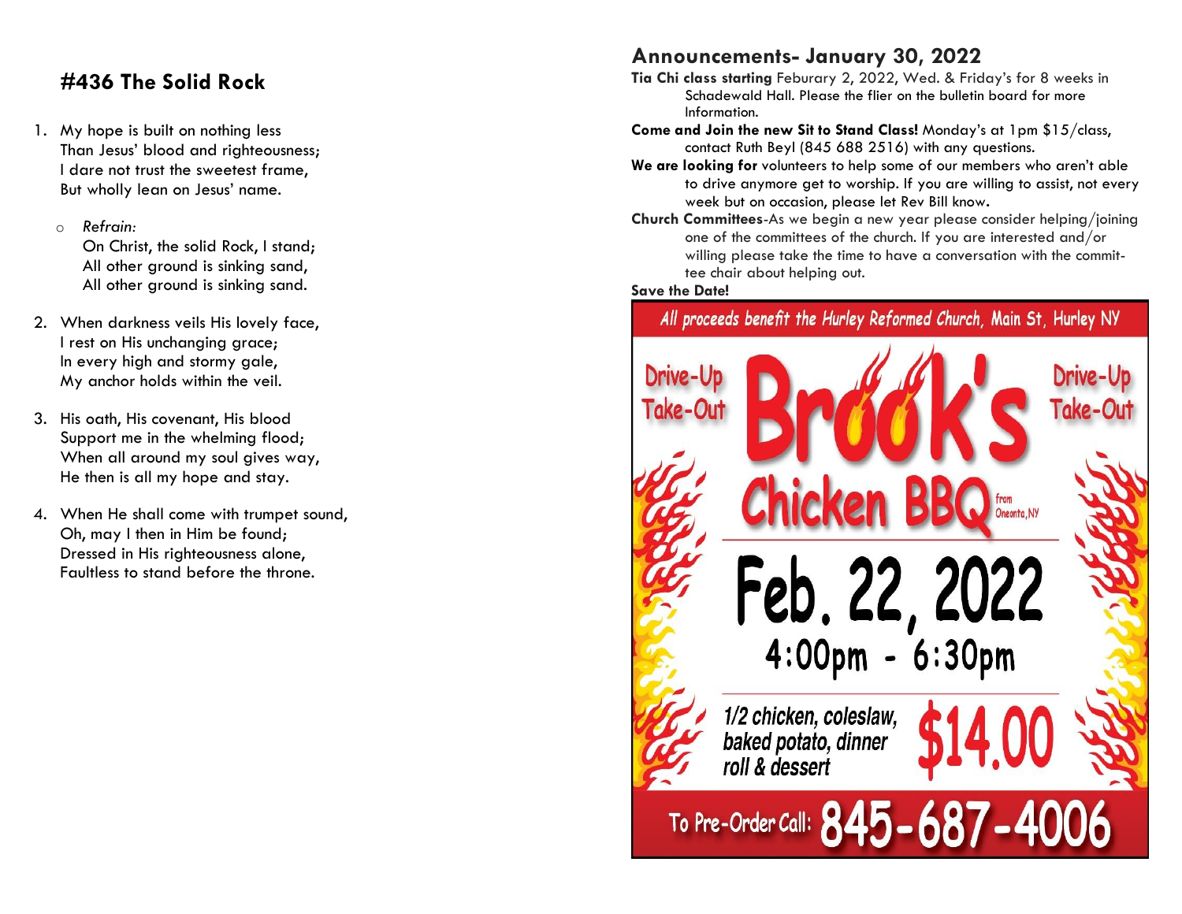## #436 The Solid Rock

1. My hope is built on nothing less
   Than Jesus' blood and righteousness;
   I dare not trust the sweetest frame,
   But wholly lean on Jesus' name.

   - *Refrain:*
     On Christ, the solid Rock, I stand;
     All other ground is sinking sand,
     All other ground is sinking sand.

2. When darkness veils His lovely face,
   I rest on His unchanging grace;
   In every high and stormy gale,
   My anchor holds within the veil.

3. His oath, His covenant, His blood
   Support me in the whelming flood;
   When all around my soul gives way,
   He then is all my hope and stay.

4. When He shall come with trumpet sound,
   Oh, may I then in Him be found;
   Dressed in His righteousness alone,
   Faultless to stand before the throne.

## Announcements- January 30, 2022

**Tia Chi class starting** Feburary 2, 2022, Wed. & Friday's for 8 weeks in Schadewald Hall. Please the flier on the bulletin board for more Information.

**Come and Join the new Sit to Stand Class!** Monday's at 1pm $15/class, contact Ruth Beyl (845 688 2516) with any questions.

**We are looking for** volunteers to help some of our members who aren't able to drive anymore get to worship. If you are willing to assist, not every week but on occasion, please let Rev Bill know.

**Church Committees**-As we begin a new year please consider helping/joining one of the committees of the church. If you are interested and/or willing please take the time to have a conversation with the committee chair about helping out.

**Save the Date!**

*All proceeds benefit the Hurley Reformed Church, Main St, Hurley NY*

Drive-Up Take-Out

Brook's Chicken BBQ from Oneonta, NY

Drive-Up Take-Out

Feb. 22, 2022

4:00pm - 6:30pm

*1/2 chicken, coleslaw, baked potato, dinner roll & dessert*

$14.00

To Pre-Order Call: 845-687-4006